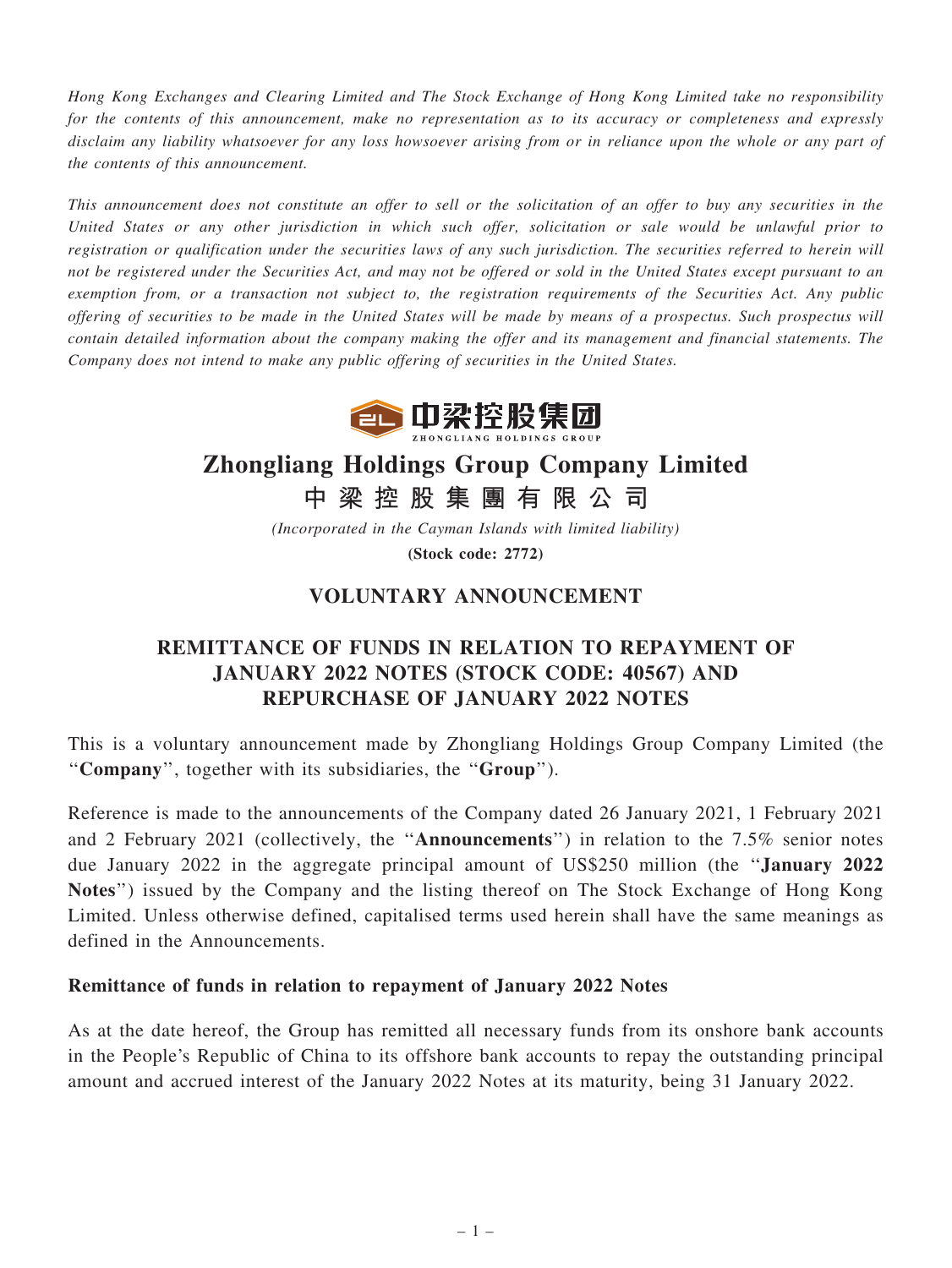*Hong Kong Exchanges and Clearing Limited and The Stock Exchange of Hong Kong Limited take no responsibility for the contents of this announcement, make no representation as to its accuracy or completeness and expressly disclaim any liability whatsoever for any loss howsoever arising from or in reliance upon the whole or any part of the contents of this announcement.*

*This announcement does not constitute an offer to sell or the solicitation of an offer to buy any securities in the United States or any other jurisdiction in which such offer, solicitation or sale would be unlawful prior to registration or qualification under the securities laws of any such jurisdiction. The securities referred to herein will not be registered under the Securities Act, and may not be offered or sold in the United States except pursuant to an exemption from, or a transaction not subject to, the registration requirements of the Securities Act. Any public offering of securities to be made in the United States will be made by means of a prospectus. Such prospectus will contain detailed information about the company making the offer and its management and financial statements. The Company does not intend to make any public offering of securities in the United States.*

中梁控股集团
ZHONGLIANG HOLDINGS GROUP

# Zhongliang Holdings Group Company Limited
# 中梁控股集團有限公司

*(Incorporated in the Cayman Islands with limited liability)*

**(Stock code: 2772)**

## VOLUNTARY ANNOUNCEMENT

## REMITTANCE OF FUNDS IN RELATION TO REPAYMENT OF JANUARY 2022 NOTES (STOCK CODE: 40567) AND REPURCHASE OF JANUARY 2022 NOTES

This is a voluntary announcement made by Zhongliang Holdings Group Company Limited (the "**Company**", together with its subsidiaries, the "**Group**").

Reference is made to the announcements of the Company dated 26 January 2021, 1 February 2021 and 2 February 2021 (collectively, the "**Announcements**") in relation to the 7.5% senior notes due January 2022 in the aggregate principal amount of US$250 million (the "**January 2022 Notes**") issued by the Company and the listing thereof on The Stock Exchange of Hong Kong Limited. Unless otherwise defined, capitalised terms used herein shall have the same meanings as defined in the Announcements.

### Remittance of funds in relation to repayment of January 2022 Notes

As at the date hereof, the Group has remitted all necessary funds from its onshore bank accounts in the People's Republic of China to its offshore bank accounts to repay the outstanding principal amount and accrued interest of the January 2022 Notes at its maturity, being 31 January 2022.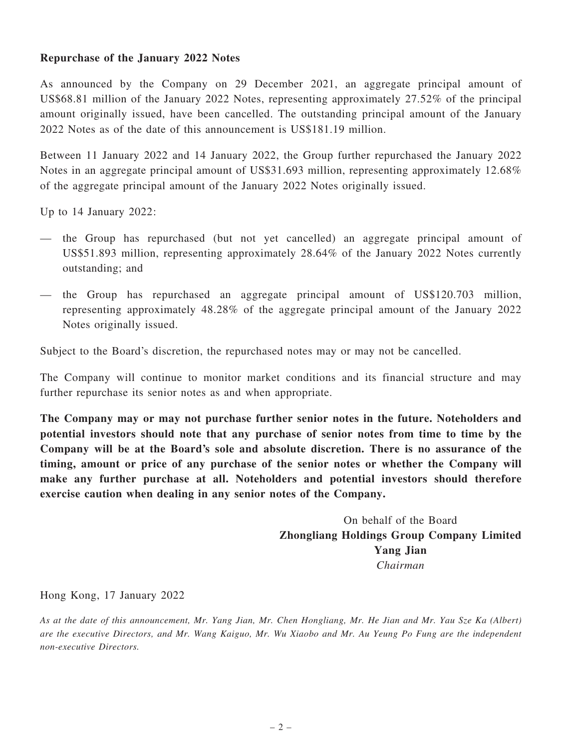**Repurchase of the January 2022 Notes**

As announced by the Company on 29 December 2021, an aggregate principal amount of US$68.81 million of the January 2022 Notes, representing approximately 27.52% of the principal amount originally issued, have been cancelled. The outstanding principal amount of the January 2022 Notes as of the date of this announcement is US$181.19 million.

Between 11 January 2022 and 14 January 2022, the Group further repurchased the January 2022 Notes in an aggregate principal amount of US$31.693 million, representing approximately 12.68% of the aggregate principal amount of the January 2022 Notes originally issued.

Up to 14 January 2022:

- the Group has repurchased (but not yet cancelled) an aggregate principal amount of US$51.893 million, representing approximately 28.64% of the January 2022 Notes currently outstanding; and
- the Group has repurchased an aggregate principal amount of US$120.703 million, representing approximately 48.28% of the aggregate principal amount of the January 2022 Notes originally issued.

Subject to the Board's discretion, the repurchased notes may or may not be cancelled.

The Company will continue to monitor market conditions and its financial structure and may further repurchase its senior notes as and when appropriate.

**The Company may or may not purchase further senior notes in the future. Noteholders and potential investors should note that any purchase of senior notes from time to time by the Company will be at the Board's sole and absolute discretion. There is no assurance of the timing, amount or price of any purchase of the senior notes or whether the Company will make any further purchase at all. Noteholders and potential investors should therefore exercise caution when dealing in any senior notes of the Company.**

On behalf of the Board
**Zhongliang Holdings Group Company Limited**
**Yang Jian**
*Chairman*

Hong Kong, 17 January 2022

*As at the date of this announcement, Mr. Yang Jian, Mr. Chen Hongliang, Mr. He Jian and Mr. Yau Sze Ka (Albert) are the executive Directors, and Mr. Wang Kaiguo, Mr. Wu Xiaobo and Mr. Au Yeung Po Fung are the independent non-executive Directors.*